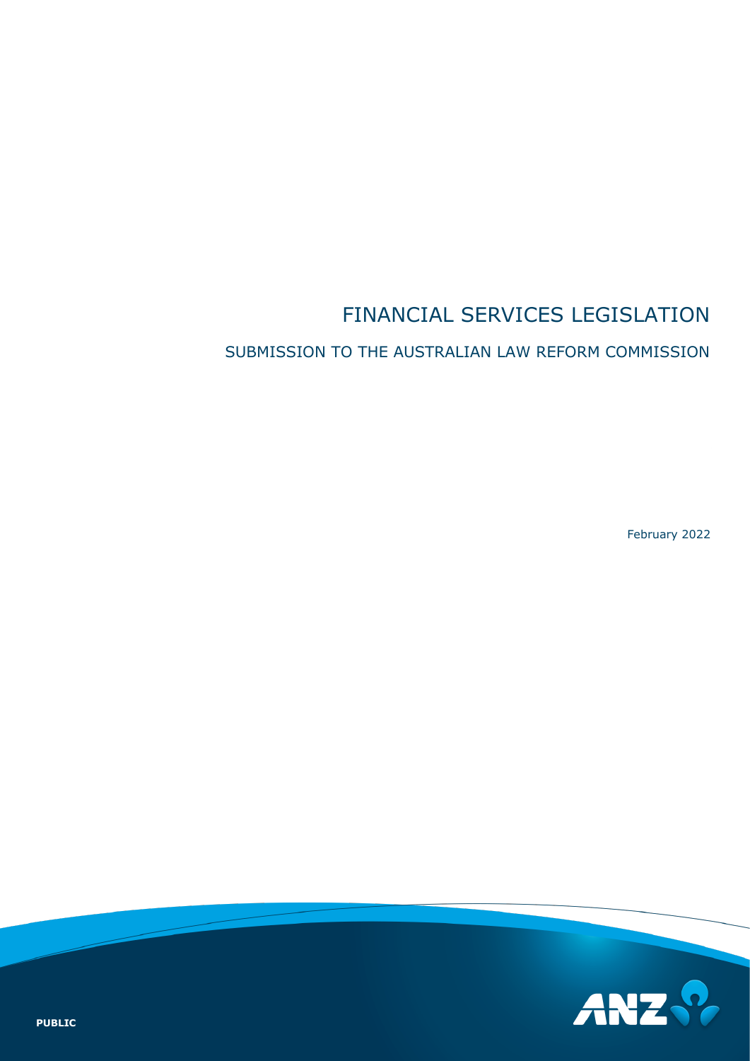# FINANCIAL SERVICES LEGISLATION

## SUBMISSION TO THE AUSTRALIAN LAW REFORM COMMISSION

February 2022

**PUBLIC**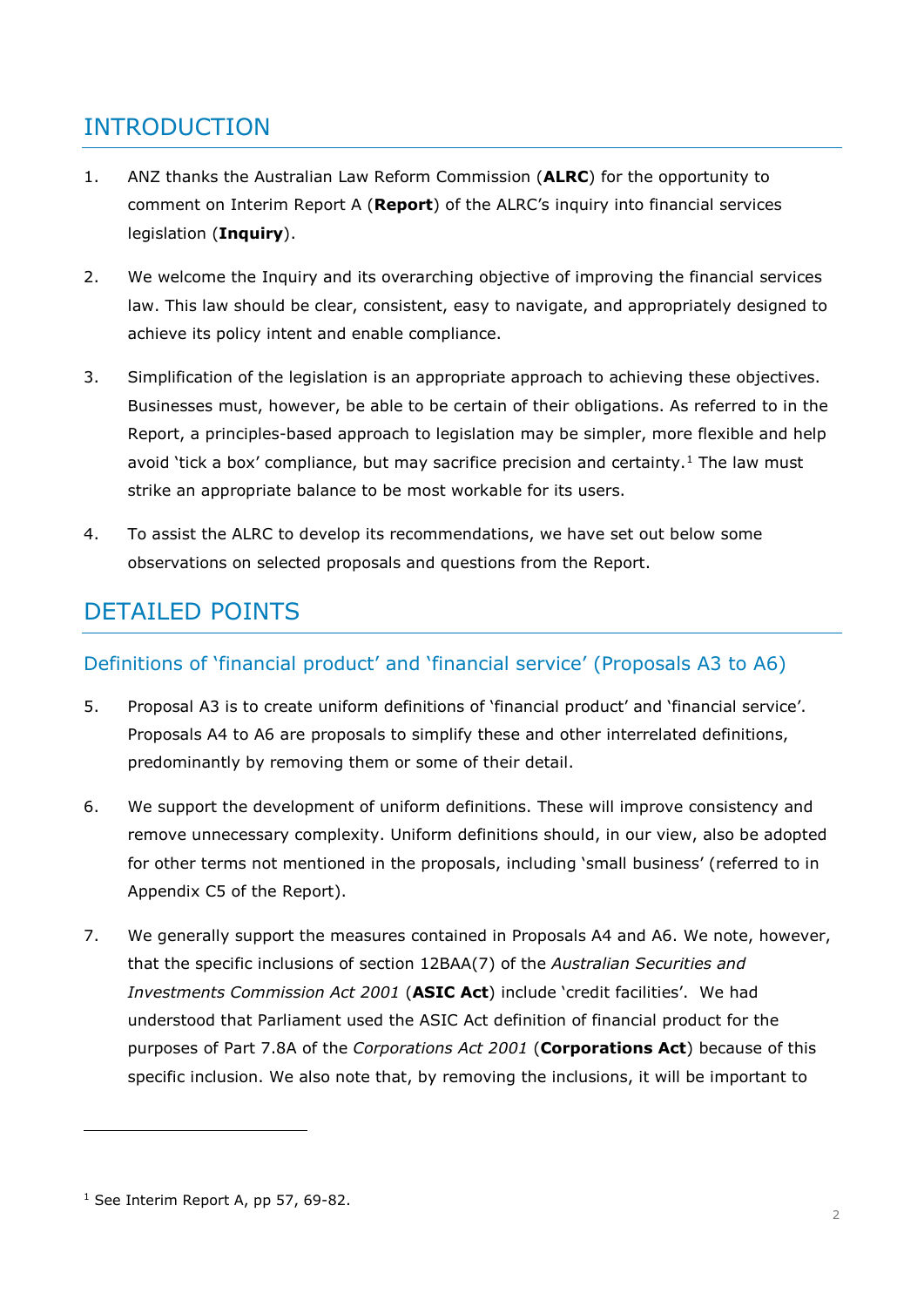## INTRODUCTION

1. ANZ thanks the Australian Law Reform Commission (**ALRC**) for the opportunity to comment on Interim Report A (**Report**) of the ALRC's inquiry into financial services legislation (**Inquiry**).

2. We welcome the Inquiry and its overarching objective of improving the financial services law. This law should be clear, consistent, easy to navigate, and appropriately designed to achieve its policy intent and enable compliance.

3. Simplification of the legislation is an appropriate approach to achieving these objectives. Businesses must, however, be able to be certain of their obligations. As referred to in the Report, a principles-based approach to legislation may be simpler, more flexible and help avoid 'tick a box' compliance, but may sacrifice precision and certainty.[1] The law must strike an appropriate balance to be most workable for its users.

4. To assist the ALRC to develop its recommendations, we have set out below some observations on selected proposals and questions from the Report.

## DETAILED POINTS

### Definitions of 'financial product' and 'financial service' (Proposals A3 to A6)

5. Proposal A3 is to create uniform definitions of 'financial product' and 'financial service'. Proposals A4 to A6 are proposals to simplify these and other interrelated definitions, predominantly by removing them or some of their detail.

6. We support the development of uniform definitions. These will improve consistency and remove unnecessary complexity. Uniform definitions should, in our view, also be adopted for other terms not mentioned in the proposals, including 'small business' (referred to in Appendix C5 of the Report).

7. We generally support the measures contained in Proposals A4 and A6. We note, however, that the specific inclusions of section 12BAA(7) of the *Australian Securities and Investments Commission Act 2001* (**ASIC Act**) include 'credit facilities'. We had understood that Parliament used the ASIC Act definition of financial product for the purposes of Part 7.8A of the *Corporations Act 2001* (**Corporations Act**) because of this specific inclusion. We also note that, by removing the inclusions, it will be important to

[1] See Interim Report A, pp 57, 69-82.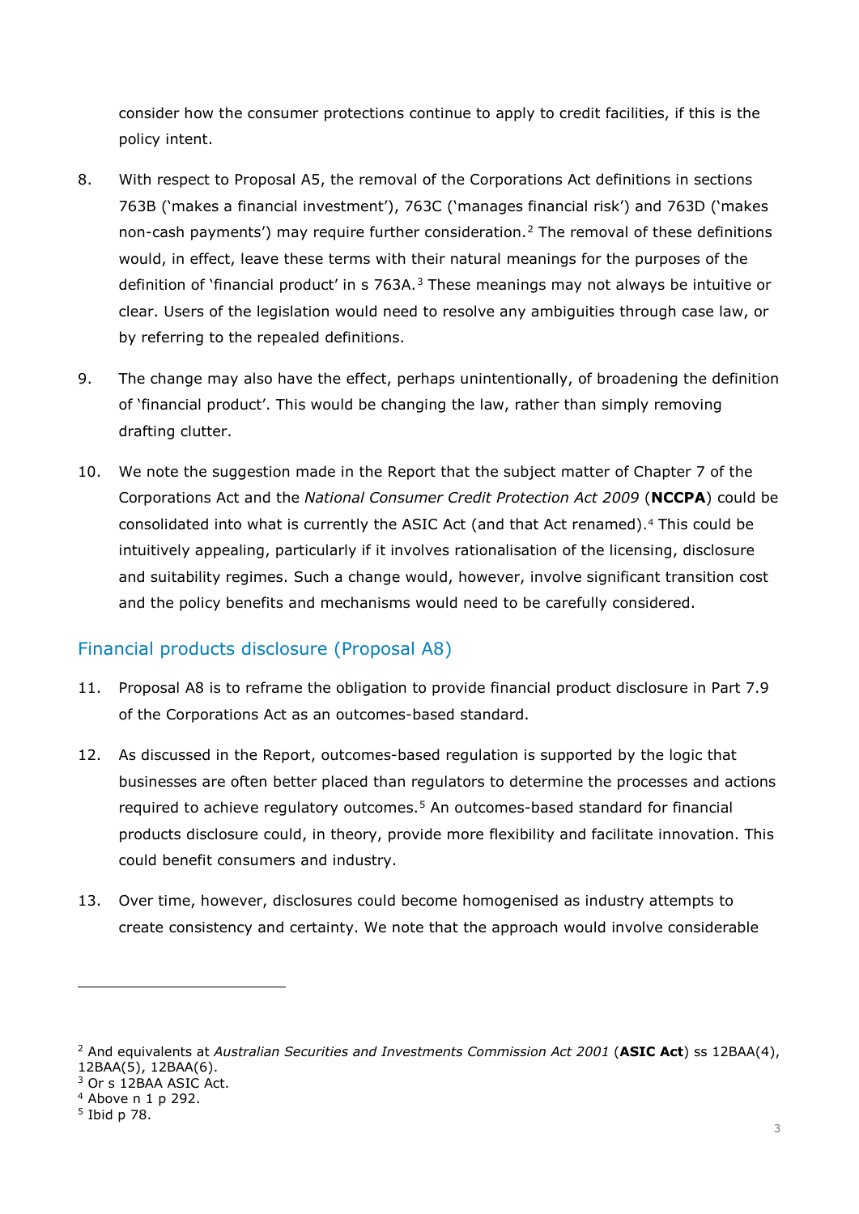consider how the consumer protections continue to apply to credit facilities, if this is the policy intent.

8. With respect to Proposal A5, the removal of the Corporations Act definitions in sections 763B ('makes a financial investment'), 763C ('manages financial risk') and 763D ('makes non-cash payments') may require further consideration.[2] The removal of these definitions would, in effect, leave these terms with their natural meanings for the purposes of the definition of 'financial product' in s 763A.[3] These meanings may not always be intuitive or clear. Users of the legislation would need to resolve any ambiguities through case law, or by referring to the repealed definitions.

9. The change may also have the effect, perhaps unintentionally, of broadening the definition of 'financial product'. This would be changing the law, rather than simply removing drafting clutter.

10. We note the suggestion made in the Report that the subject matter of Chapter 7 of the Corporations Act and the *National Consumer Credit Protection Act 2009* (**NCCPA**) could be consolidated into what is currently the ASIC Act (and that Act renamed).[4] This could be intuitively appealing, particularly if it involves rationalisation of the licensing, disclosure and suitability regimes. Such a change would, however, involve significant transition cost and the policy benefits and mechanisms would need to be carefully considered.

## Financial products disclosure (Proposal A8)

11. Proposal A8 is to reframe the obligation to provide financial product disclosure in Part 7.9 of the Corporations Act as an outcomes-based standard.

12. As discussed in the Report, outcomes-based regulation is supported by the logic that businesses are often better placed than regulators to determine the processes and actions required to achieve regulatory outcomes.[5] An outcomes-based standard for financial products disclosure could, in theory, provide more flexibility and facilitate innovation. This could benefit consumers and industry.

13. Over time, however, disclosures could become homogenised as industry attempts to create consistency and certainty. We note that the approach would involve considerable

---

[2] And equivalents at *Australian Securities and Investments Commission Act 2001* (**ASIC Act**) ss 12BAA(4), 12BAA(5), 12BAA(6).

[3] Or s 12BAA ASIC Act.

[4] Above n 1 p 292.

[5] Ibid p 78.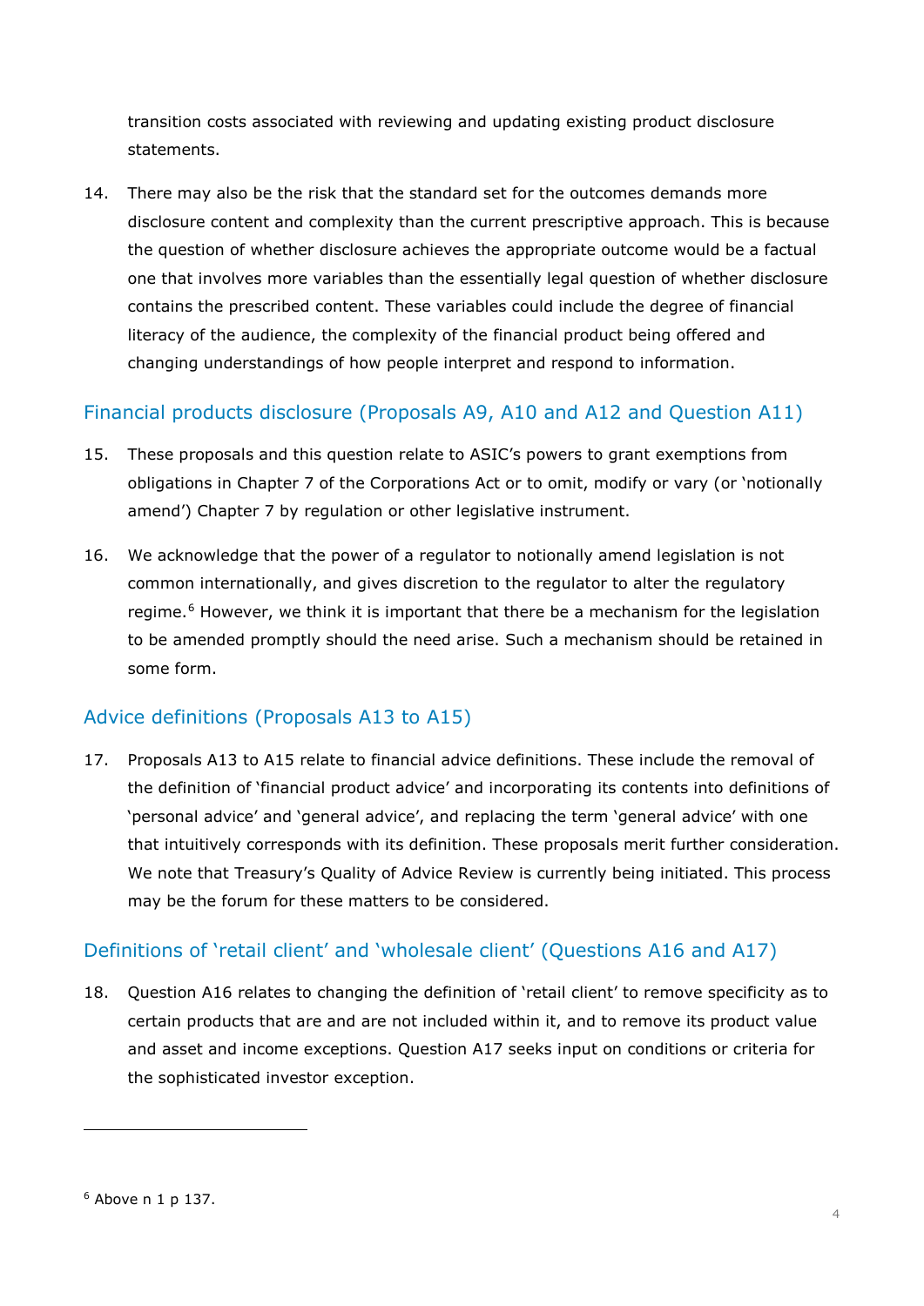transition costs associated with reviewing and updating existing product disclosure statements.

14. There may also be the risk that the standard set for the outcomes demands more disclosure content and complexity than the current prescriptive approach. This is because the question of whether disclosure achieves the appropriate outcome would be a factual one that involves more variables than the essentially legal question of whether disclosure contains the prescribed content. These variables could include the degree of financial literacy of the audience, the complexity of the financial product being offered and changing understandings of how people interpret and respond to information.

## Financial products disclosure (Proposals A9, A10 and A12 and Question A11)

15. These proposals and this question relate to ASIC's powers to grant exemptions from obligations in Chapter 7 of the Corporations Act or to omit, modify or vary (or 'notionally amend') Chapter 7 by regulation or other legislative instrument.

16. We acknowledge that the power of a regulator to notionally amend legislation is not common internationally, and gives discretion to the regulator to alter the regulatory regime.[6] However, we think it is important that there be a mechanism for the legislation to be amended promptly should the need arise. Such a mechanism should be retained in some form.

## Advice definitions (Proposals A13 to A15)

17. Proposals A13 to A15 relate to financial advice definitions. These include the removal of the definition of 'financial product advice' and incorporating its contents into definitions of 'personal advice' and 'general advice', and replacing the term 'general advice' with one that intuitively corresponds with its definition. These proposals merit further consideration. We note that Treasury's Quality of Advice Review is currently being initiated. This process may be the forum for these matters to be considered.

## Definitions of 'retail client' and 'wholesale client' (Questions A16 and A17)

18. Question A16 relates to changing the definition of 'retail client' to remove specificity as to certain products that are and are not included within it, and to remove its product value and asset and income exceptions. Question A17 seeks input on conditions or criteria for the sophisticated investor exception.

---

[6] Above n 1 p 137.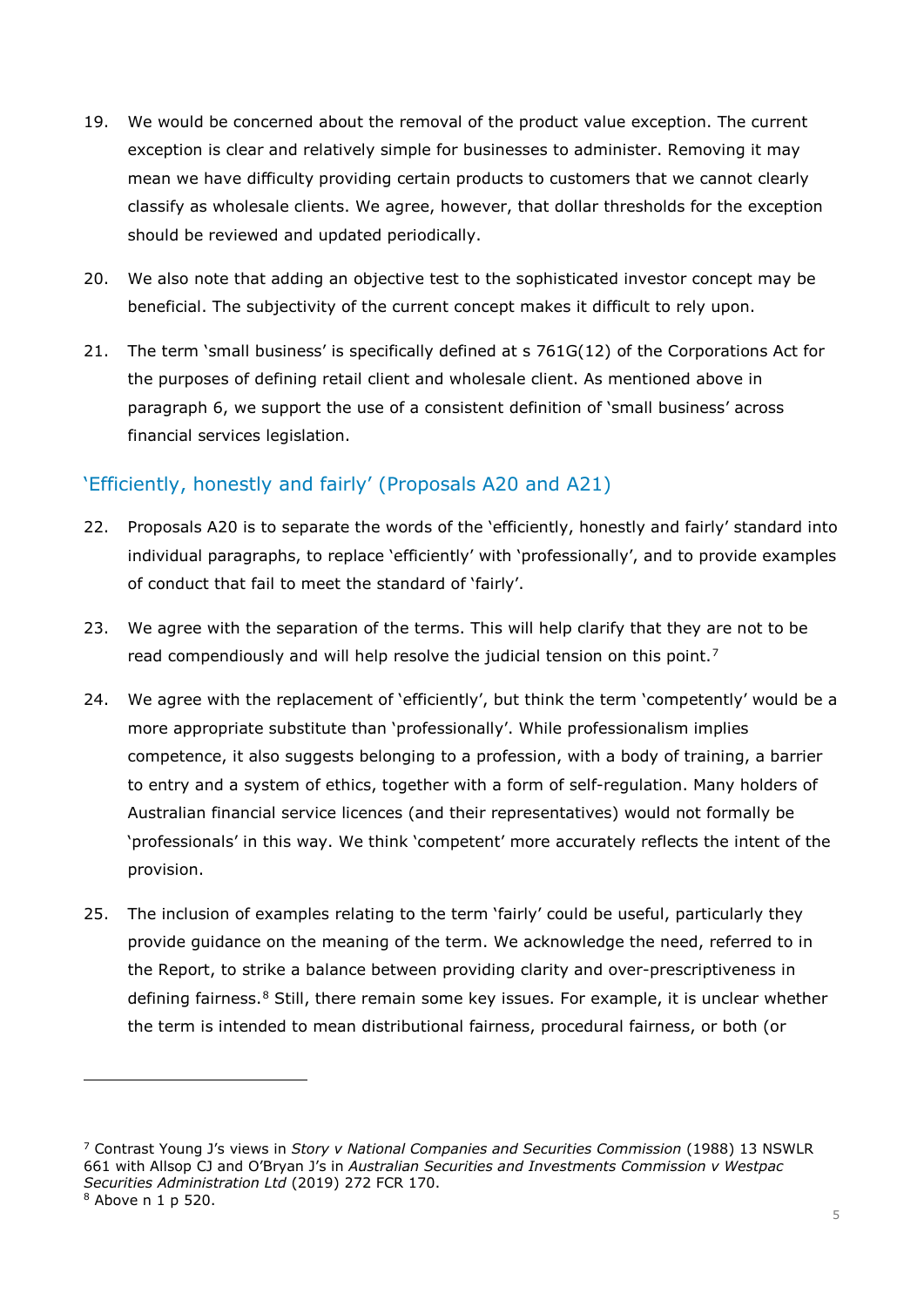19. We would be concerned about the removal of the product value exception. The current exception is clear and relatively simple for businesses to administer. Removing it may mean we have difficulty providing certain products to customers that we cannot clearly classify as wholesale clients. We agree, however, that dollar thresholds for the exception should be reviewed and updated periodically.

20. We also note that adding an objective test to the sophisticated investor concept may be beneficial. The subjectivity of the current concept makes it difficult to rely upon.

21. The term 'small business' is specifically defined at s 761G(12) of the Corporations Act for the purposes of defining retail client and wholesale client. As mentioned above in paragraph 6, we support the use of a consistent definition of 'small business' across financial services legislation.

## 'Efficiently, honestly and fairly' (Proposals A20 and A21)

22. Proposals A20 is to separate the words of the 'efficiently, honestly and fairly' standard into individual paragraphs, to replace 'efficiently' with 'professionally', and to provide examples of conduct that fail to meet the standard of 'fairly'.

23. We agree with the separation of the terms. This will help clarify that they are not to be read compendiously and will help resolve the judicial tension on this point.[7]

24. We agree with the replacement of 'efficiently', but think the term 'competently' would be a more appropriate substitute than 'professionally'. While professionalism implies competence, it also suggests belonging to a profession, with a body of training, a barrier to entry and a system of ethics, together with a form of self-regulation. Many holders of Australian financial service licences (and their representatives) would not formally be 'professionals' in this way. We think 'competent' more accurately reflects the intent of the provision.

25. The inclusion of examples relating to the term 'fairly' could be useful, particularly they provide guidance on the meaning of the term. We acknowledge the need, referred to in the Report, to strike a balance between providing clarity and over-prescriptiveness in defining fairness.[8] Still, there remain some key issues. For example, it is unclear whether the term is intended to mean distributional fairness, procedural fairness, or both (or

---

[7] Contrast Young J's views in *Story v National Companies and Securities Commission* (1988) 13 NSWLR 661 with Allsop CJ and O'Bryan J's in *Australian Securities and Investments Commission v Westpac Securities Administration Ltd* (2019) 272 FCR 170.

[8] Above n 1 p 520.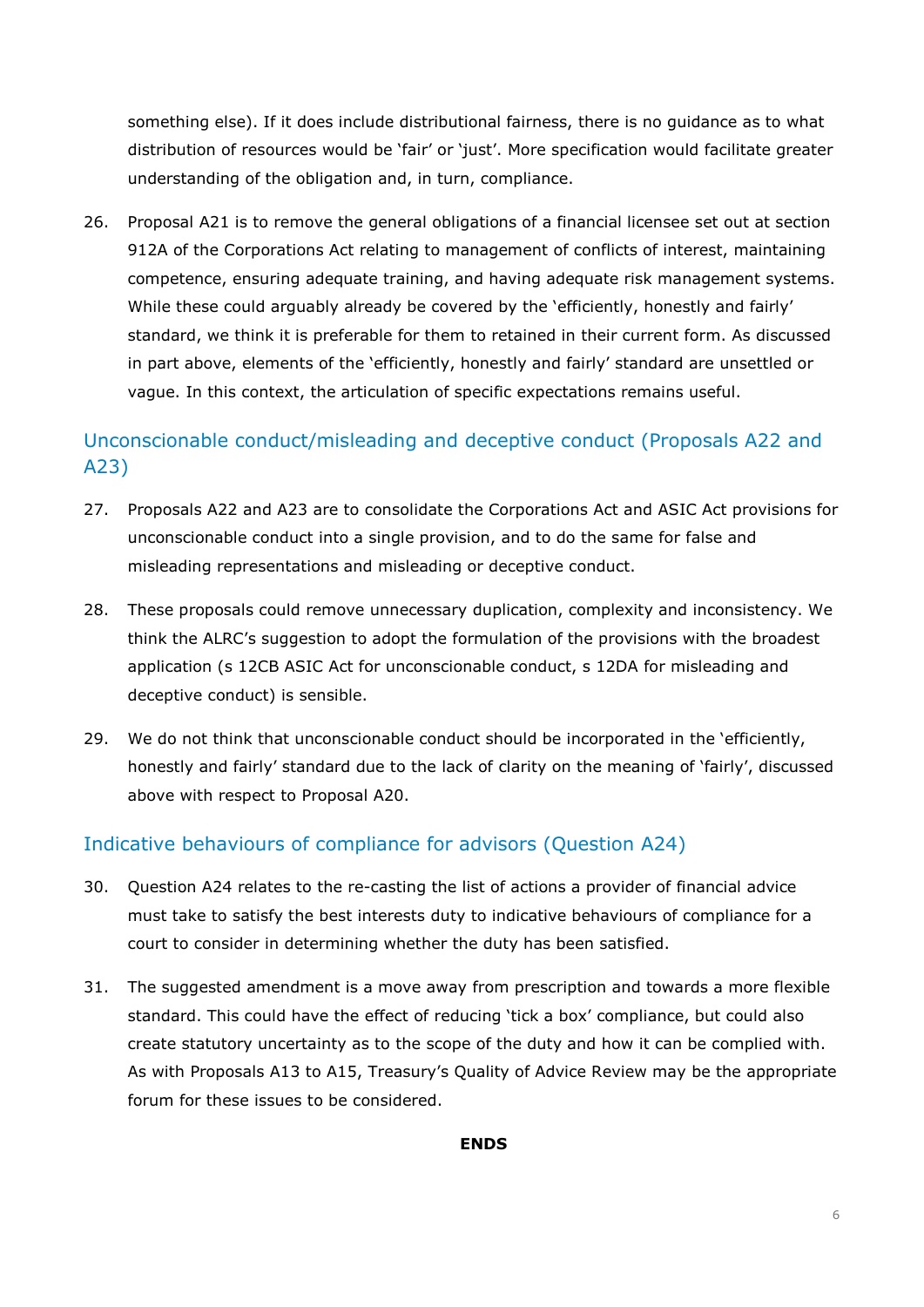something else). If it does include distributional fairness, there is no guidance as to what distribution of resources would be 'fair' or 'just'. More specification would facilitate greater understanding of the obligation and, in turn, compliance.

26. Proposal A21 is to remove the general obligations of a financial licensee set out at section 912A of the Corporations Act relating to management of conflicts of interest, maintaining competence, ensuring adequate training, and having adequate risk management systems. While these could arguably already be covered by the 'efficiently, honestly and fairly' standard, we think it is preferable for them to retained in their current form. As discussed in part above, elements of the 'efficiently, honestly and fairly' standard are unsettled or vague. In this context, the articulation of specific expectations remains useful.

## Unconscionable conduct/misleading and deceptive conduct (Proposals A22 and A23)

27. Proposals A22 and A23 are to consolidate the Corporations Act and ASIC Act provisions for unconscionable conduct into a single provision, and to do the same for false and misleading representations and misleading or deceptive conduct.

28. These proposals could remove unnecessary duplication, complexity and inconsistency. We think the ALRC's suggestion to adopt the formulation of the provisions with the broadest application (s 12CB ASIC Act for unconscionable conduct, s 12DA for misleading and deceptive conduct) is sensible.

29. We do not think that unconscionable conduct should be incorporated in the 'efficiently, honestly and fairly' standard due to the lack of clarity on the meaning of 'fairly', discussed above with respect to Proposal A20.

## Indicative behaviours of compliance for advisors (Question A24)

30. Question A24 relates to the re-casting the list of actions a provider of financial advice must take to satisfy the best interests duty to indicative behaviours of compliance for a court to consider in determining whether the duty has been satisfied.

31. The suggested amendment is a move away from prescription and towards a more flexible standard. This could have the effect of reducing 'tick a box' compliance, but could also create statutory uncertainty as to the scope of the duty and how it can be complied with. As with Proposals A13 to A15, Treasury's Quality of Advice Review may be the appropriate forum for these issues to be considered.

**ENDS**